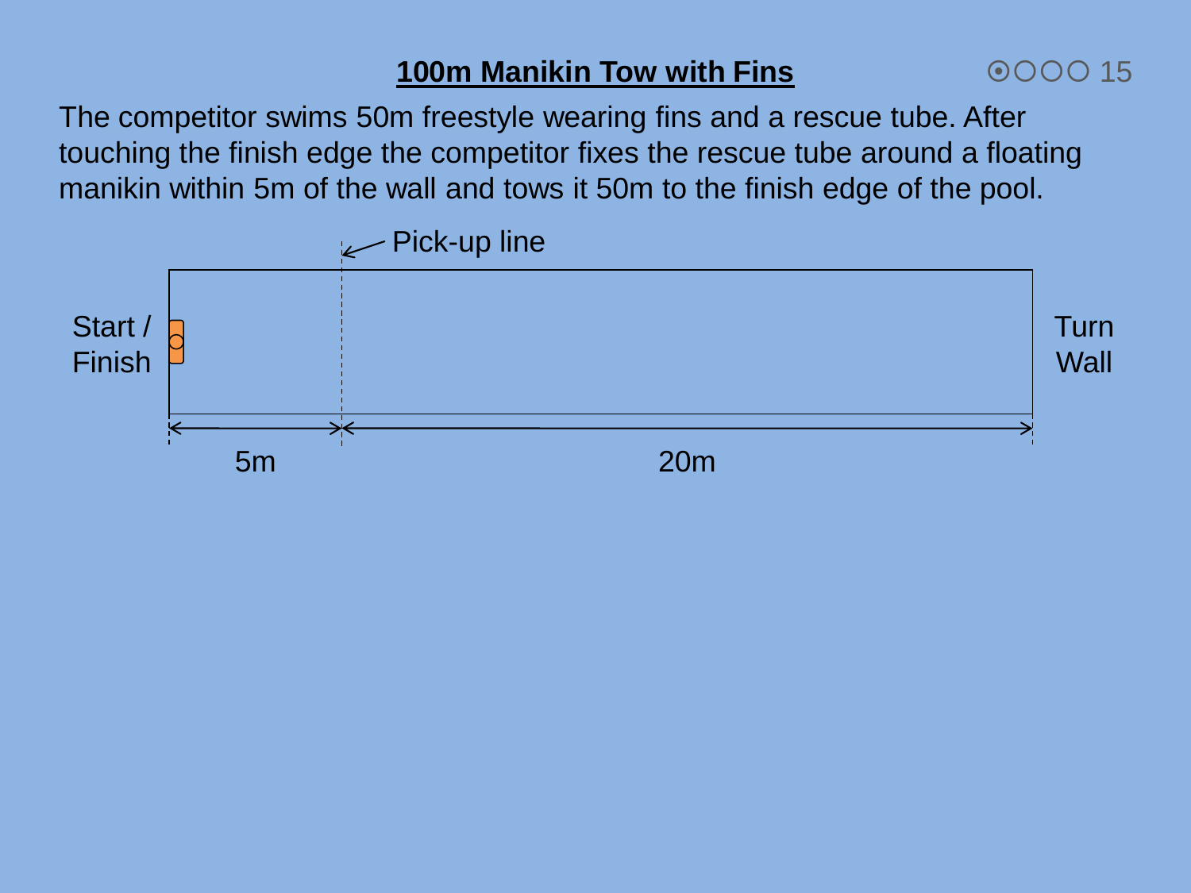# 100m Manikin Tow with Fins

The competitor swims 50m freestyle wearing fins and a rescue tube. After touching the finish edge the competitor fixes the rescue tube around a floating manikin within 5m of the wall and tows it 50m to the finish edge of the pool.

Pick-up line

Start / Finish

Turn Wall

5m

20m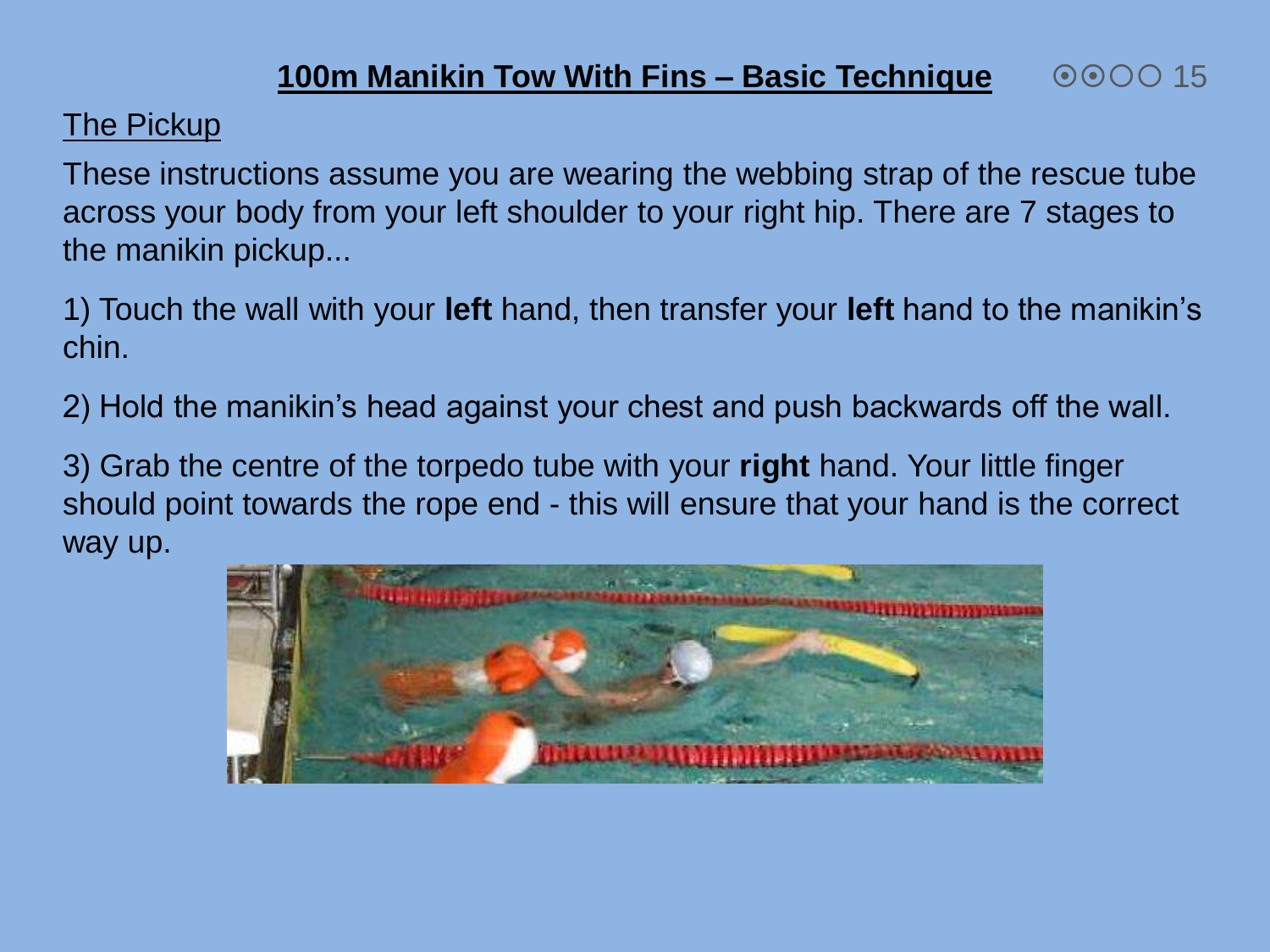## 100m Manikin Tow With Fins – Basic Technique

### The Pickup

These instructions assume you are wearing the webbing strap of the rescue tube across your body from your left shoulder to your right hip. There are 7 stages to the manikin pickup...

1) Touch the wall with your **left** hand, then transfer your **left** hand to the manikin's chin.

2) Hold the manikin's head against your chest and push backwards off the wall.

3) Grab the centre of the torpedo tube with your **right** hand. Your little finger should point towards the rope end - this will ensure that your hand is the correct way up.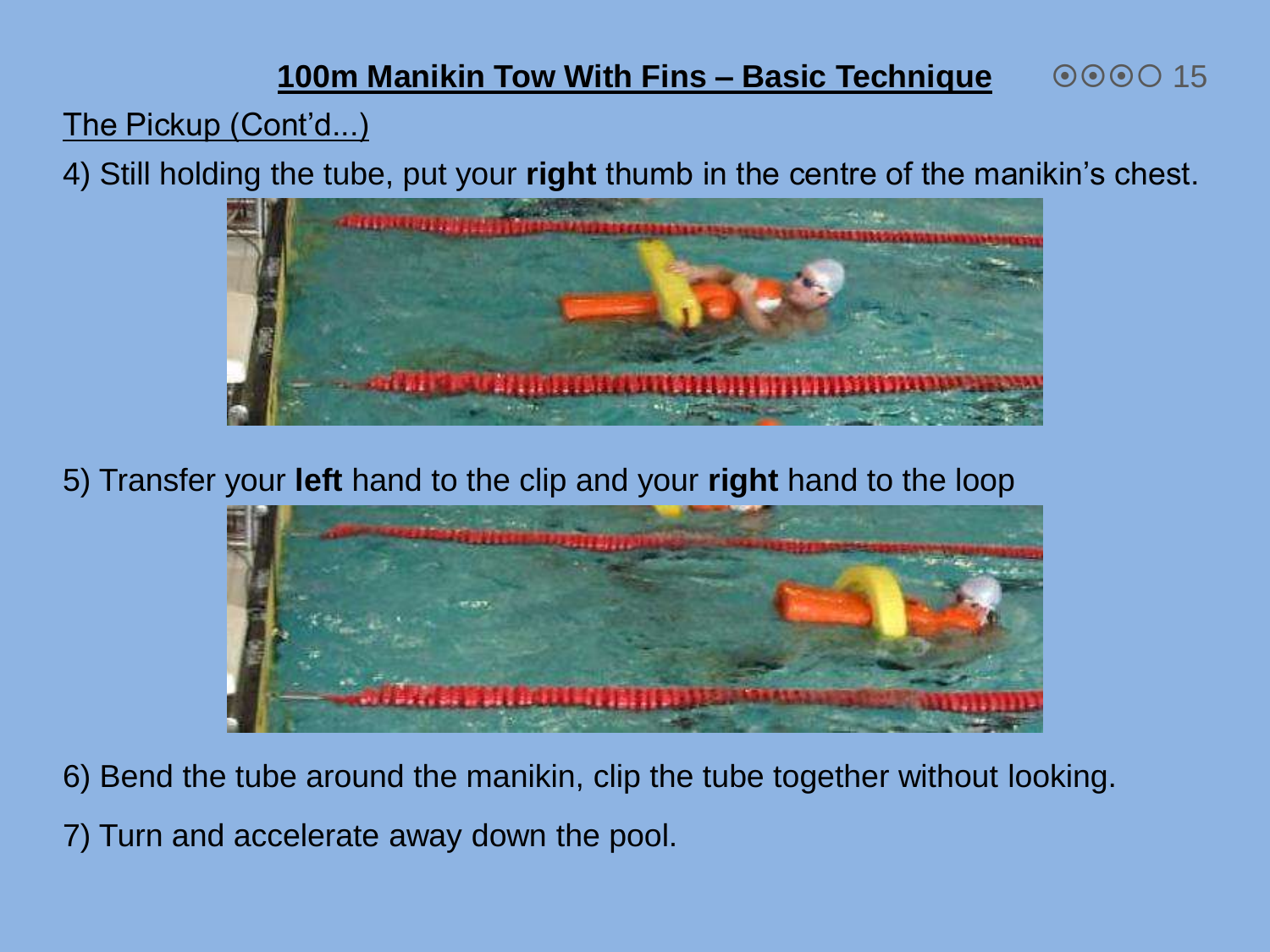# 100m Manikin Tow With Fins – Basic Technique

The Pickup (Cont'd...)

4) Still holding the tube, put your **right** thumb in the centre of the manikin's chest.

5) Transfer your **left** hand to the clip and your **right** hand to the loop

6) Bend the tube around the manikin, clip the tube together without looking.

7) Turn and accelerate away down the pool.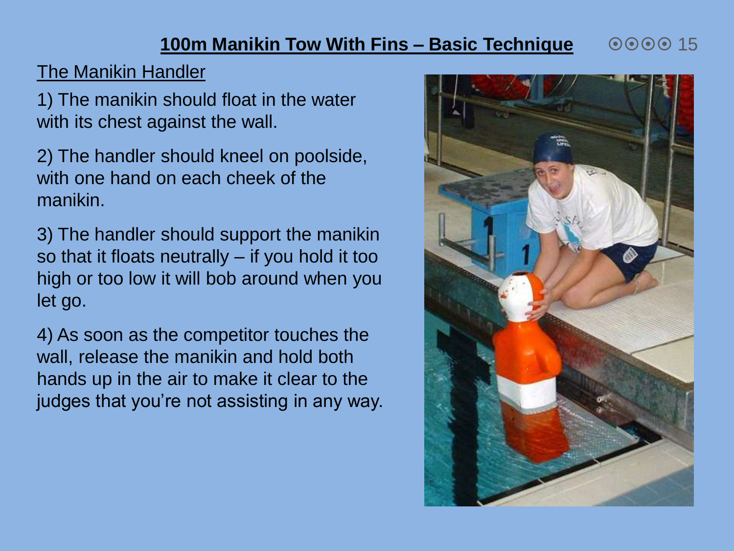## 100m Manikin Tow With Fins – Basic Technique

### The Manikin Handler

1) The manikin should float in the water with its chest against the wall.

2) The handler should kneel on poolside, with one hand on each cheek of the manikin.

3) The handler should support the manikin so that it floats neutrally – if you hold it too high or too low it will bob around when you let go.

4) As soon as the competitor touches the wall, release the manikin and hold both hands up in the air to make it clear to the judges that you're not assisting in any way.